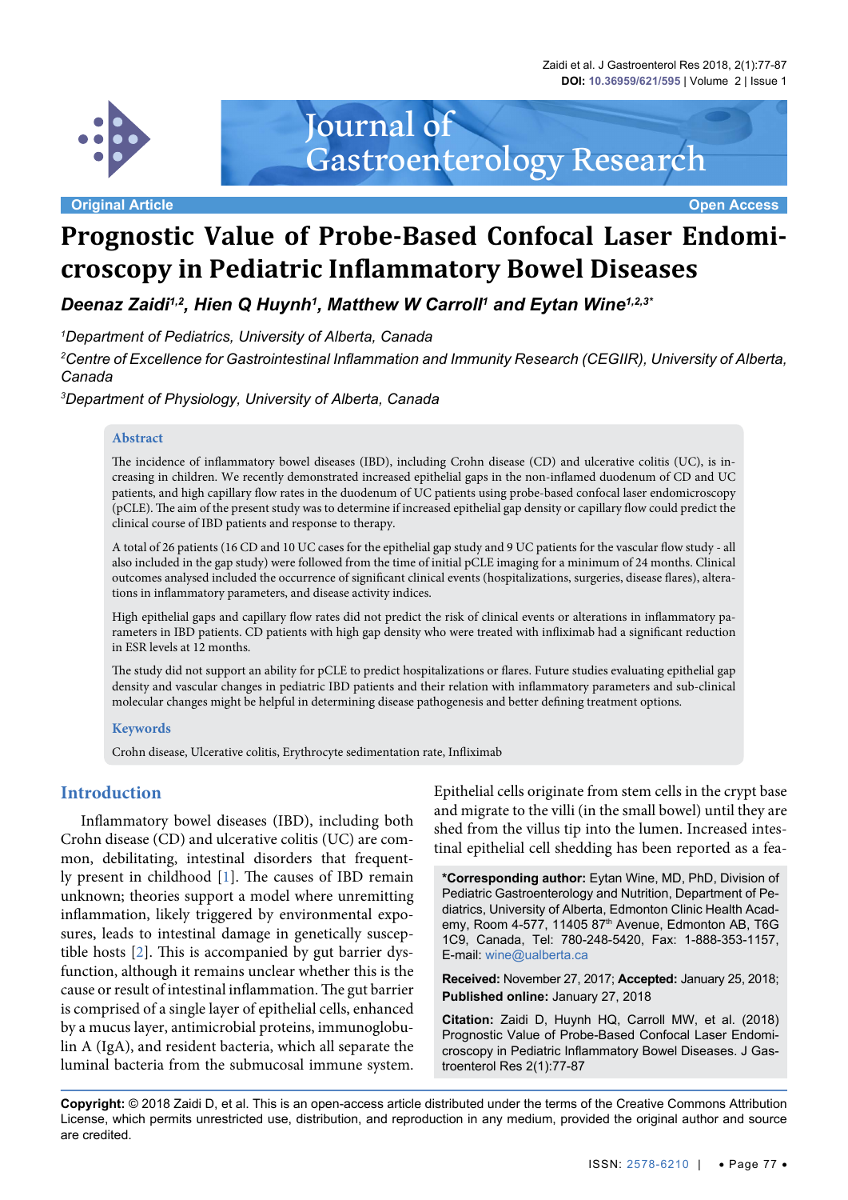Original Article

Open Access

# Prognostic Value of Probe-Based Confocal Laser Endomicroscopy in Pediatric Inflammatory Bowel Diseases

***Deenaz Zaidi[1,2], Hien Q Huynh[1], Matthew W Carroll[1] and Eytan Wine[1,2,3*]***

*[1]Department of Pediatrics, University of Alberta, Canada*

*[2]Centre of Excellence for Gastrointestinal Inflammation and Immunity Research (CEGIIR), University of Alberta, Canada*

*[3]Department of Physiology, University of Alberta, Canada*

## Abstract

The incidence of inflammatory bowel diseases (IBD), including Crohn disease (CD) and ulcerative colitis (UC), is increasing in children. We recently demonstrated increased epithelial gaps in the non-inflamed duodenum of CD and UC patients, and high capillary flow rates in the duodenum of UC patients using probe-based confocal laser endomicroscopy (pCLE). The aim of the present study was to determine if increased epithelial gap density or capillary flow could predict the clinical course of IBD patients and response to therapy.

A total of 26 patients (16 CD and 10 UC cases for the epithelial gap study and 9 UC patients for the vascular flow study - all also included in the gap study) were followed from the time of initial pCLE imaging for a minimum of 24 months. Clinical outcomes analysed included the occurrence of significant clinical events (hospitalizations, surgeries, disease flares), alterations in inflammatory parameters, and disease activity indices.

High epithelial gaps and capillary flow rates did not predict the risk of clinical events or alterations in inflammatory parameters in IBD patients. CD patients with high gap density who were treated with infliximab had a significant reduction in ESR levels at 12 months.

The study did not support an ability for pCLE to predict hospitalizations or flares. Future studies evaluating epithelial gap density and vascular changes in pediatric IBD patients and their relation with inflammatory parameters and sub-clinical molecular changes might be helpful in determining disease pathogenesis and better defining treatment options.

### Keywords

Crohn disease, Ulcerative colitis, Erythrocyte sedimentation rate, Infliximab

## Introduction

Inflammatory bowel diseases (IBD), including both Crohn disease (CD) and ulcerative colitis (UC) are common, debilitating, intestinal disorders that frequently present in childhood [1]. The causes of IBD remain unknown; theories support a model where unremitting inflammation, likely triggered by environmental exposures, leads to intestinal damage in genetically susceptible hosts [2]. This is accompanied by gut barrier dysfunction, although it remains unclear whether this is the cause or result of intestinal inflammation. The gut barrier is comprised of a single layer of epithelial cells, enhanced by a mucus layer, antimicrobial proteins, immunoglobulin A (IgA), and resident bacteria, which all separate the luminal bacteria from the submucosal immune system. Epithelial cells originate from stem cells in the crypt base and migrate to the villi (in the small bowel) until they are shed from the villus tip into the lumen. Increased intestinal epithelial cell shedding has been reported as a fea-

**\*Corresponding author:** Eytan Wine, MD, PhD, Division of Pediatric Gastroenterology and Nutrition, Department of Pediatrics, University of Alberta, Edmonton Clinic Health Academy, Room 4-577, 11405 87th Avenue, Edmonton AB, T6G 1C9, Canada, Tel: 780-248-5420, Fax: 1-888-353-1157, E-mail: wine@ualberta.ca

**Received:** November 27, 2017; **Accepted:** January 25, 2018; **Published online:** January 27, 2018

**Citation:** Zaidi D, Huynh HQ, Carroll MW, et al. (2018) Prognostic Value of Probe-Based Confocal Laser Endomicroscopy in Pediatric Inflammatory Bowel Diseases. J Gastroenterol Res 2(1):77-87

**Copyright:** © 2018 Zaidi D, et al. This is an open-access article distributed under the terms of the Creative Commons Attribution License, which permits unrestricted use, distribution, and reproduction in any medium, provided the original author and source are credited.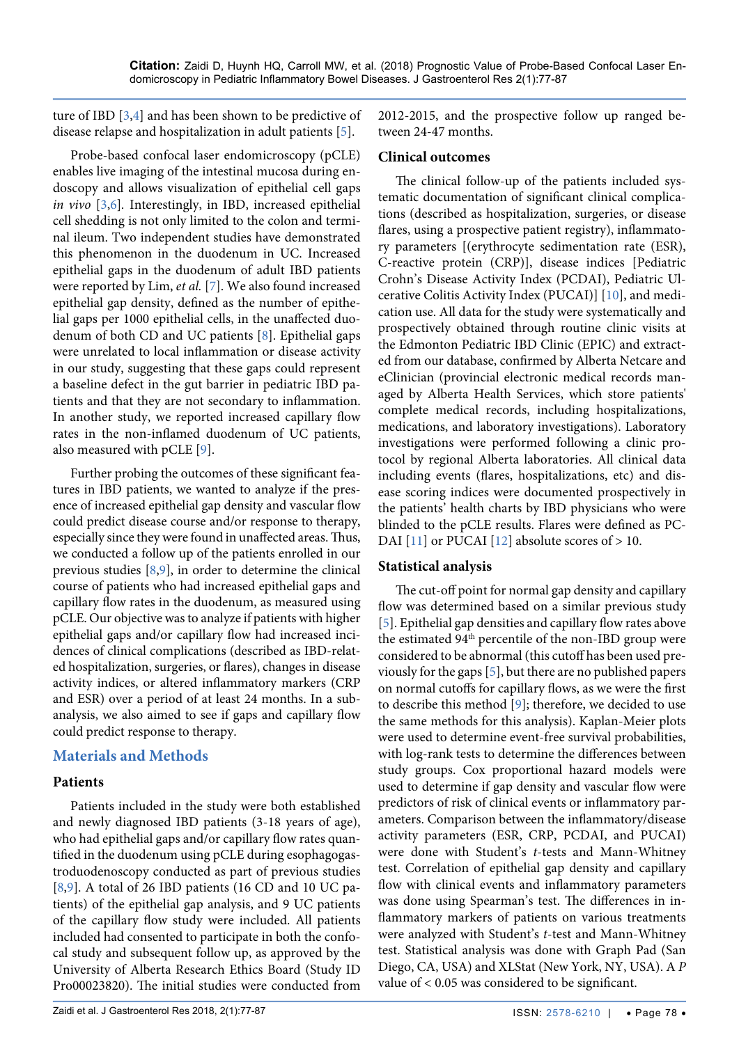ture of IBD [3,4] and has been shown to be predictive of disease relapse and hospitalization in adult patients [5].

Probe-based confocal laser endomicroscopy (pCLE) enables live imaging of the intestinal mucosa during endoscopy and allows visualization of epithelial cell gaps *in vivo* [3,6]. Interestingly, in IBD, increased epithelial cell shedding is not only limited to the colon and terminal ileum. Two independent studies have demonstrated this phenomenon in the duodenum in UC. Increased epithelial gaps in the duodenum of adult IBD patients were reported by Lim, *et al.* [7]. We also found increased epithelial gap density, defined as the number of epithelial gaps per 1000 epithelial cells, in the unaffected duodenum of both CD and UC patients [8]. Epithelial gaps were unrelated to local inflammation or disease activity in our study, suggesting that these gaps could represent a baseline defect in the gut barrier in pediatric IBD patients and that they are not secondary to inflammation. In another study, we reported increased capillary flow rates in the non-inflamed duodenum of UC patients, also measured with pCLE [9].

Further probing the outcomes of these significant features in IBD patients, we wanted to analyze if the presence of increased epithelial gap density and vascular flow could predict disease course and/or response to therapy, especially since they were found in unaffected areas. Thus, we conducted a follow up of the patients enrolled in our previous studies [8,9], in order to determine the clinical course of patients who had increased epithelial gaps and capillary flow rates in the duodenum, as measured using pCLE. Our objective was to analyze if patients with higher epithelial gaps and/or capillary flow had increased incidences of clinical complications (described as IBD-related hospitalization, surgeries, or flares), changes in disease activity indices, or altered inflammatory markers (CRP and ESR) over a period of at least 24 months. In a subanalysis, we also aimed to see if gaps and capillary flow could predict response to therapy.

## Materials and Methods

### Patients

Patients included in the study were both established and newly diagnosed IBD patients (3-18 years of age), who had epithelial gaps and/or capillary flow rates quantified in the duodenum using pCLE during esophagogastroduodenoscopy conducted as part of previous studies [8,9]. A total of 26 IBD patients (16 CD and 10 UC patients) of the epithelial gap analysis, and 9 UC patients of the capillary flow study were included. All patients included had consented to participate in both the confocal study and subsequent follow up, as approved by the University of Alberta Research Ethics Board (Study ID Pro00023820). The initial studies were conducted from 2012-2015, and the prospective follow up ranged between 24-47 months.

### Clinical outcomes

The clinical follow-up of the patients included systematic documentation of significant clinical complications (described as hospitalization, surgeries, or disease flares, using a prospective patient registry), inflammatory parameters [(erythrocyte sedimentation rate (ESR), C-reactive protein (CRP)], disease indices [Pediatric Crohn's Disease Activity Index (PCDAI), Pediatric Ulcerative Colitis Activity Index (PUCAI)] [10], and medication use. All data for the study were systematically and prospectively obtained through routine clinic visits at the Edmonton Pediatric IBD Clinic (EPIC) and extracted from our database, confirmed by Alberta Netcare and eClinician (provincial electronic medical records managed by Alberta Health Services, which store patients' complete medical records, including hospitalizations, medications, and laboratory investigations). Laboratory investigations were performed following a clinic protocol by regional Alberta laboratories. All clinical data including events (flares, hospitalizations, etc) and disease scoring indices were documented prospectively in the patients' health charts by IBD physicians who were blinded to the pCLE results. Flares were defined as PCDAI [11] or PUCAI [12] absolute scores of > 10.

### Statistical analysis

The cut-off point for normal gap density and capillary flow was determined based on a similar previous study [5]. Epithelial gap densities and capillary flow rates above the estimated 94th percentile of the non-IBD group were considered to be abnormal (this cutoff has been used previously for the gaps [5], but there are no published papers on normal cutoffs for capillary flows, as we were the first to describe this method [9]; therefore, we decided to use the same methods for this analysis). Kaplan-Meier plots were used to determine event-free survival probabilities, with log-rank tests to determine the differences between study groups. Cox proportional hazard models were used to determine if gap density and vascular flow were predictors of risk of clinical events or inflammatory parameters. Comparison between the inflammatory/disease activity parameters (ESR, CRP, PCDAI, and PUCAI) were done with Student's *t*-tests and Mann-Whitney test. Correlation of epithelial gap density and capillary flow with clinical events and inflammatory parameters was done using Spearman's test. The differences in inflammatory markers of patients on various treatments were analyzed with Student's *t*-test and Mann-Whitney test. Statistical analysis was done with Graph Pad (San Diego, CA, USA) and XLStat (New York, NY, USA). A $P$ value of $< 0.05$ was considered to be significant.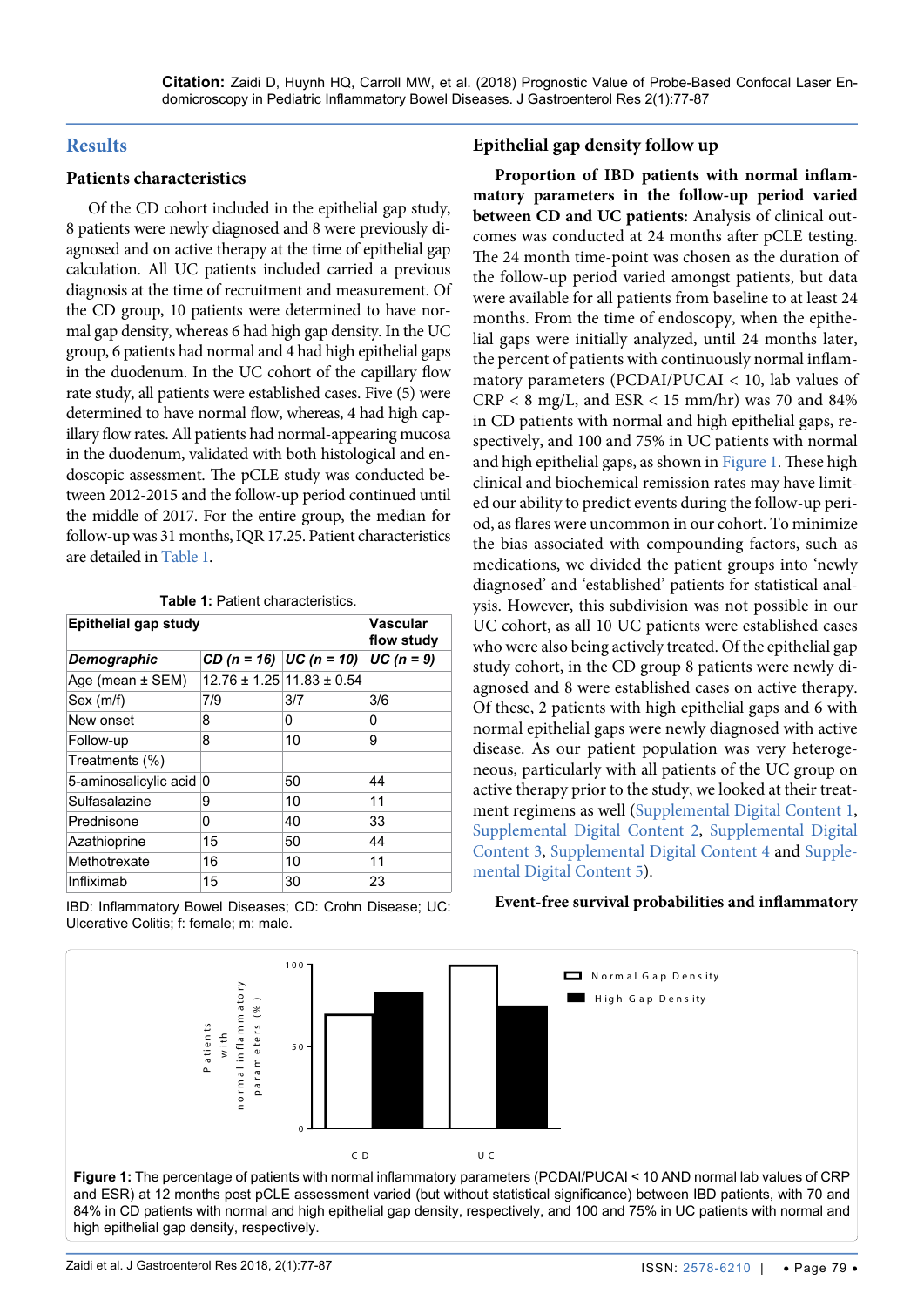## Results

### Patients characteristics

Of the CD cohort included in the epithelial gap study, 8 patients were newly diagnosed and 8 were previously diagnosed and on active therapy at the time of epithelial gap calculation. All UC patients included carried a previous diagnosis at the time of recruitment and measurement. Of the CD group, 10 patients were determined to have normal gap density, whereas 6 had high gap density. In the UC group, 6 patients had normal and 4 had high epithelial gaps in the duodenum. In the UC cohort of the capillary flow rate study, all patients were established cases. Five (5) were determined to have normal flow, whereas, 4 had high capillary flow rates. All patients had normal-appearing mucosa in the duodenum, validated with both histological and endoscopic assessment. The pCLE study was conducted between 2012-2015 and the follow-up period continued until the middle of 2017. For the entire group, the median for follow-up was 31 months, IQR 17.25. Patient characteristics are detailed in Table 1.

**Table 1:** Patient characteristics.

| Epithelial gap study | | | Vascular flow study |
|---|---|---|---|
| ***Demographic*** | ***CD (n = 16)*** | ***UC (n = 10)*** | ***UC (n = 9)*** |
| Age (mean ± SEM) | 12.76 ± 1.25 | 11.83 ± 0.54 | |
| Sex (m/f) | 7/9 | 3/7 | 3/6 |
| New onset | 8 | 0 | 0 |
| Follow-up | 8 | 10 | 9 |
| Treatments (%) | | | |
| 5-aminosalicylic acid | 0 | 50 | 44 |
| Sulfasalazine | 9 | 10 | 11 |
| Prednisone | 0 | 40 | 33 |
| Azathioprine | 15 | 50 | 44 |
| Methotrexate | 16 | 10 | 11 |
| Infliximab | 15 | 30 | 23 |

IBD: Inflammatory Bowel Diseases; CD: Crohn Disease; UC: Ulcerative Colitis; f: female; m: male.

### Epithelial gap density follow up

**Proportion of IBD patients with normal inflammatory parameters in the follow-up period varied between CD and UC patients:** Analysis of clinical outcomes was conducted at 24 months after pCLE testing. The 24 month time-point was chosen as the duration of the follow-up period varied amongst patients, but data were available for all patients from baseline to at least 24 months. From the time of endoscopy, when the epithelial gaps were initially analyzed, until 24 months later, the percent of patients with continuously normal inflammatory parameters (PCDAI/PUCAI < 10, lab values of CRP < 8 mg/L, and ESR < 15 mm/hr) was 70 and 84% in CD patients with normal and high epithelial gaps, respectively, and 100 and 75% in UC patients with normal and high epithelial gaps, as shown in Figure 1. These high clinical and biochemical remission rates may have limited our ability to predict events during the follow-up period, as flares were uncommon in our cohort. To minimize the bias associated with compounding factors, such as medications, we divided the patient groups into 'newly diagnosed' and 'established' patients for statistical analysis. However, this subdivision was not possible in our UC cohort, as all 10 UC patients were established cases who were also being actively treated. Of the epithelial gap study cohort, in the CD group 8 patients were newly diagnosed and 8 were established cases on active therapy. Of these, 2 patients with high epithelial gaps and 6 with normal epithelial gaps were newly diagnosed with active disease. As our patient population was very heterogeneous, particularly with all patients of the UC group on active therapy prior to the study, we looked at their treatment regimens as well (Supplemental Digital Content 1, Supplemental Digital Content 2, Supplemental Digital Content 3, Supplemental Digital Content 4 and Supplemental Digital Content 5).

**Event-free survival probabilities and inflammatory**

**Figure 1:** The percentage of patients with normal inflammatory parameters (PCDAI/PUCAI < 10 AND normal lab values of CRP and ESR) at 12 months post pCLE assessment varied (but without statistical significance) between IBD patients, with 70 and 84% in CD patients with normal and high epithelial gap density, respectively, and 100 and 75% in UC patients with normal and high epithelial gap density, respectively.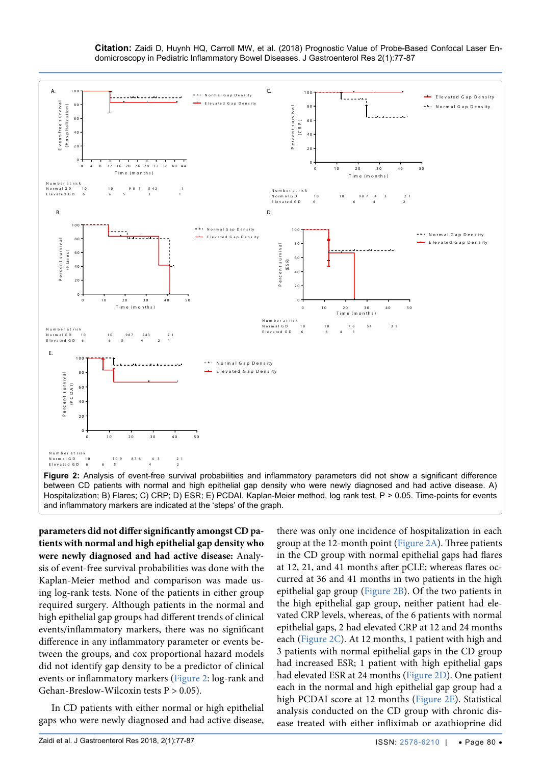Figure 2: Analysis of event-free survival probabilities and inflammatory parameters did not show a significant difference between CD patients with normal and high epithelial gap density who were newly diagnosed and had active disease. A) Hospitalization; B) Flares; C) CRP; D) ESR; E) PCDAI. Kaplan-Meier method, log rank test, P > 0.05. Time-points for events and inflammatory markers are indicated at the 'steps' of the graph.

**parameters did not differ significantly amongst CD patients with normal and high epithelial gap density who were newly diagnosed and had active disease:** Analysis of event-free survival probabilities was done with the Kaplan-Meier method and comparison was made using log-rank tests. None of the patients in either group required surgery. Although patients in the normal and high epithelial gap groups had different trends of clinical events/inflammatory markers, there was no significant difference in any inflammatory parameter or events between the groups, and cox proportional hazard models did not identify gap density to be a predictor of clinical events or inflammatory markers (Figure 2: log-rank and Gehan-Breslow-Wilcoxin tests P > 0.05).

In CD patients with either normal or high epithelial gaps who were newly diagnosed and had active disease, there was only one incidence of hospitalization in each group at the 12-month point (Figure 2A). Three patients in the CD group with normal epithelial gaps had flares at 12, 21, and 41 months after pCLE; whereas flares occurred at 36 and 41 months in two patients in the high epithelial gap group (Figure 2B). Of the two patients in the high epithelial gap group, neither patient had elevated CRP levels, whereas, of the 6 patients with normal epithelial gaps, 2 had elevated CRP at 12 and 24 months each (Figure 2C). At 12 months, 1 patient with high and 3 patients with normal epithelial gaps in the CD group had increased ESR; 1 patient with high epithelial gaps had elevated ESR at 24 months (Figure 2D). One patient each in the normal and high epithelial gap group had a high PCDAI score at 12 months (Figure 2E). Statistical analysis conducted on the CD group with chronic disease treated with either infliximab or azathioprine did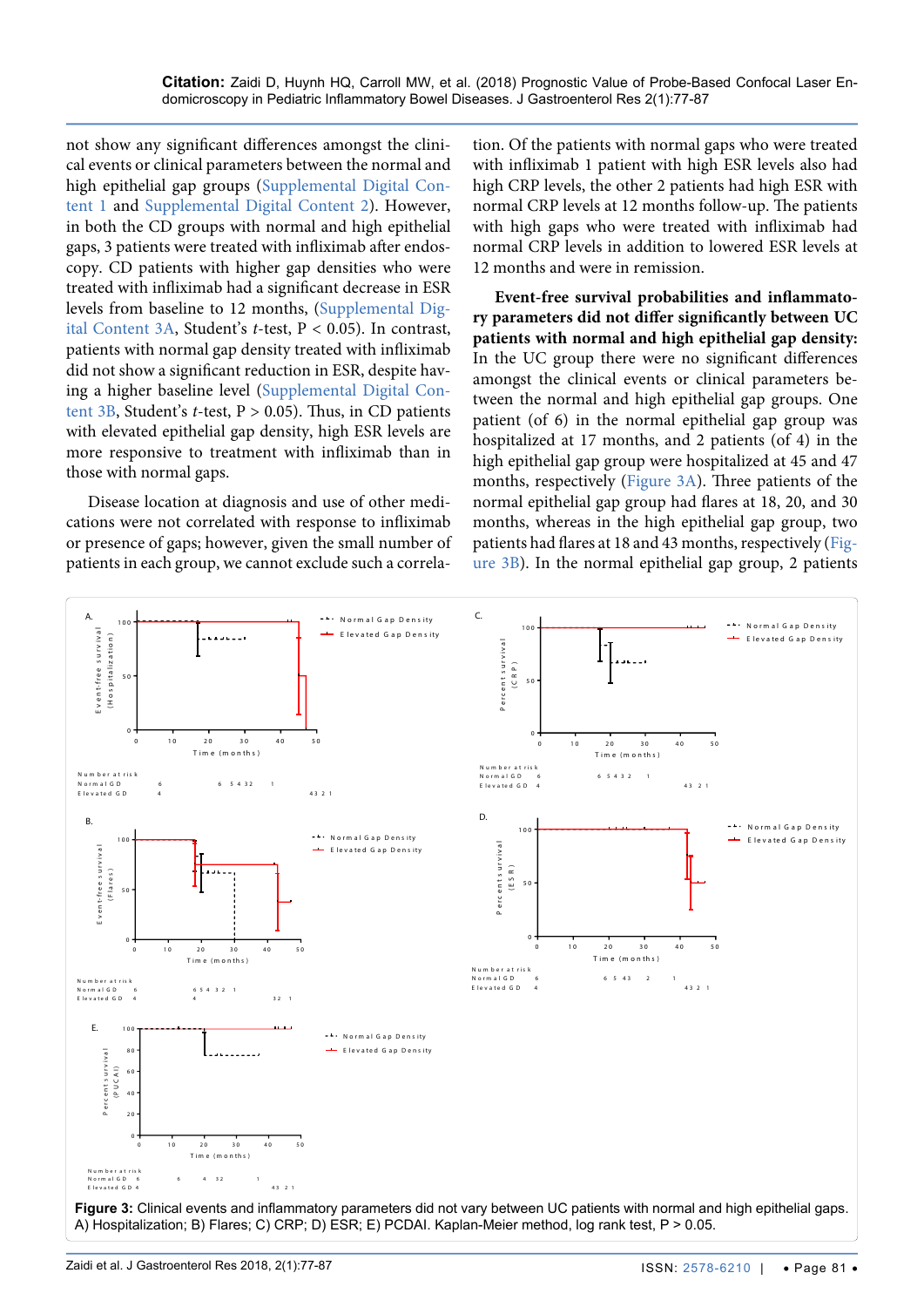not show any significant differences amongst the clinical events or clinical parameters between the normal and high epithelial gap groups (Supplemental Digital Content 1 and Supplemental Digital Content 2). However, in both the CD groups with normal and high epithelial gaps, 3 patients were treated with infliximab after endoscopy. CD patients with higher gap densities who were treated with infliximab had a significant decrease in ESR levels from baseline to 12 months, (Supplemental Digital Content 3A, Student's *t*-test, $P < 0.05$). In contrast, patients with normal gap density treated with infliximab did not show a significant reduction in ESR, despite having a higher baseline level (Supplemental Digital Content 3B, Student's *t*-test, $P > 0.05$). Thus, in CD patients with elevated epithelial gap density, high ESR levels are more responsive to treatment with infliximab than in those with normal gaps.

Disease location at diagnosis and use of other medications were not correlated with response to infliximab or presence of gaps; however, given the small number of patients in each group, we cannot exclude such a correlation. Of the patients with normal gaps who were treated with infliximab 1 patient with high ESR levels also had high CRP levels, the other 2 patients had high ESR with normal CRP levels at 12 months follow-up. The patients with high gaps who were treated with infliximab had normal CRP levels in addition to lowered ESR levels at 12 months and were in remission.

**Event-free survival probabilities and inflammatory parameters did not differ significantly between UC patients with normal and high epithelial gap density:** In the UC group there were no significant differences amongst the clinical events or clinical parameters between the normal and high epithelial gap groups. One patient (of 6) in the normal epithelial gap group was hospitalized at 17 months, and 2 patients (of 4) in the high epithelial gap group were hospitalized at 45 and 47 months, respectively (Figure 3A). Three patients of the normal epithelial gap group had flares at 18, 20, and 30 months, whereas in the high epithelial gap group, two patients had flares at 18 and 43 months, respectively (Figure 3B). In the normal epithelial gap group, 2 patients

**Figure 3:** Clinical events and inflammatory parameters did not vary between UC patients with normal and high epithelial gaps. A) Hospitalization; B) Flares; C) CRP; D) ESR; E) PCDAI. Kaplan-Meier method, log rank test, $P > 0.05$.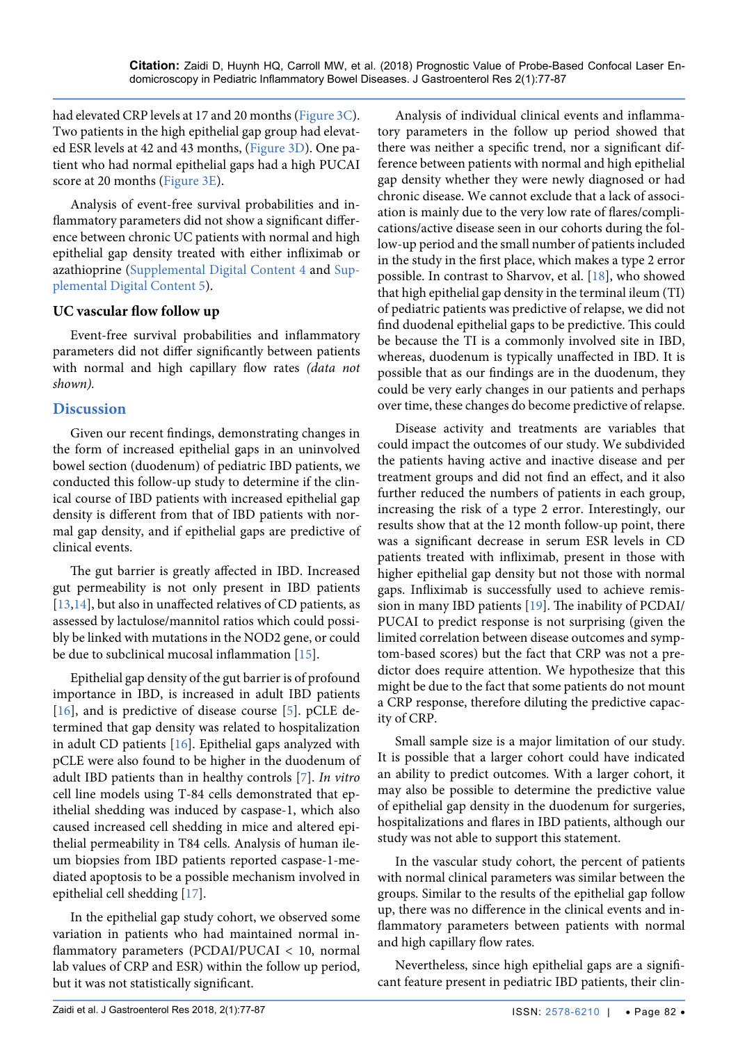had elevated CRP levels at 17 and 20 months (Figure 3C). Two patients in the high epithelial gap group had elevated ESR levels at 42 and 43 months, (Figure 3D). One patient who had normal epithelial gaps had a high PUCAI score at 20 months (Figure 3E).

Analysis of event-free survival probabilities and inflammatory parameters did not show a significant difference between chronic UC patients with normal and high epithelial gap density treated with either infliximab or azathioprine (Supplemental Digital Content 4 and Supplemental Digital Content 5).

### UC vascular flow follow up

Event-free survival probabilities and inflammatory parameters did not differ significantly between patients with normal and high capillary flow rates *(data not shown).*

## Discussion

Given our recent findings, demonstrating changes in the form of increased epithelial gaps in an uninvolved bowel section (duodenum) of pediatric IBD patients, we conducted this follow-up study to determine if the clinical course of IBD patients with increased epithelial gap density is different from that of IBD patients with normal gap density, and if epithelial gaps are predictive of clinical events.

The gut barrier is greatly affected in IBD. Increased gut permeability is not only present in IBD patients [13,14], but also in unaffected relatives of CD patients, as assessed by lactulose/mannitol ratios which could possibly be linked with mutations in the NOD2 gene, or could be due to subclinical mucosal inflammation [15].

Epithelial gap density of the gut barrier is of profound importance in IBD, is increased in adult IBD patients [16], and is predictive of disease course [5]. pCLE determined that gap density was related to hospitalization in adult CD patients [16]. Epithelial gaps analyzed with pCLE were also found to be higher in the duodenum of adult IBD patients than in healthy controls [7]. *In vitro* cell line models using T-84 cells demonstrated that epithelial shedding was induced by caspase-1, which also caused increased cell shedding in mice and altered epithelial permeability in T84 cells. Analysis of human ileum biopsies from IBD patients reported caspase-1-mediated apoptosis to be a possible mechanism involved in epithelial cell shedding [17].

In the epithelial gap study cohort, we observed some variation in patients who had maintained normal inflammatory parameters (PCDAI/PUCAI < 10, normal lab values of CRP and ESR) within the follow up period, but it was not statistically significant.

Analysis of individual clinical events and inflammatory parameters in the follow up period showed that there was neither a specific trend, nor a significant difference between patients with normal and high epithelial gap density whether they were newly diagnosed or had chronic disease. We cannot exclude that a lack of association is mainly due to the very low rate of flares/complications/active disease seen in our cohorts during the follow-up period and the small number of patients included in the study in the first place, which makes a type 2 error possible. In contrast to Sharvov, et al. [18], who showed that high epithelial gap density in the terminal ileum (TI) of pediatric patients was predictive of relapse, we did not find duodenal epithelial gaps to be predictive. This could be because the TI is a commonly involved site in IBD, whereas, duodenum is typically unaffected in IBD. It is possible that as our findings are in the duodenum, they could be very early changes in our patients and perhaps over time, these changes do become predictive of relapse.

Disease activity and treatments are variables that could impact the outcomes of our study. We subdivided the patients having active and inactive disease and per treatment groups and did not find an effect, and it also further reduced the numbers of patients in each group, increasing the risk of a type 2 error. Interestingly, our results show that at the 12 month follow-up point, there was a significant decrease in serum ESR levels in CD patients treated with infliximab, present in those with higher epithelial gap density but not those with normal gaps. Infliximab is successfully used to achieve remission in many IBD patients [19]. The inability of PCDAI/PUCAI to predict response is not surprising (given the limited correlation between disease outcomes and symptom-based scores) but the fact that CRP was not a predictor does require attention. We hypothesize that this might be due to the fact that some patients do not mount a CRP response, therefore diluting the predictive capacity of CRP.

Small sample size is a major limitation of our study. It is possible that a larger cohort could have indicated an ability to predict outcomes. With a larger cohort, it may also be possible to determine the predictive value of epithelial gap density in the duodenum for surgeries, hospitalizations and flares in IBD patients, although our study was not able to support this statement.

In the vascular study cohort, the percent of patients with normal clinical parameters was similar between the groups. Similar to the results of the epithelial gap follow up, there was no difference in the clinical events and inflammatory parameters between patients with normal and high capillary flow rates.

Nevertheless, since high epithelial gaps are a significant feature present in pediatric IBD patients, their clin-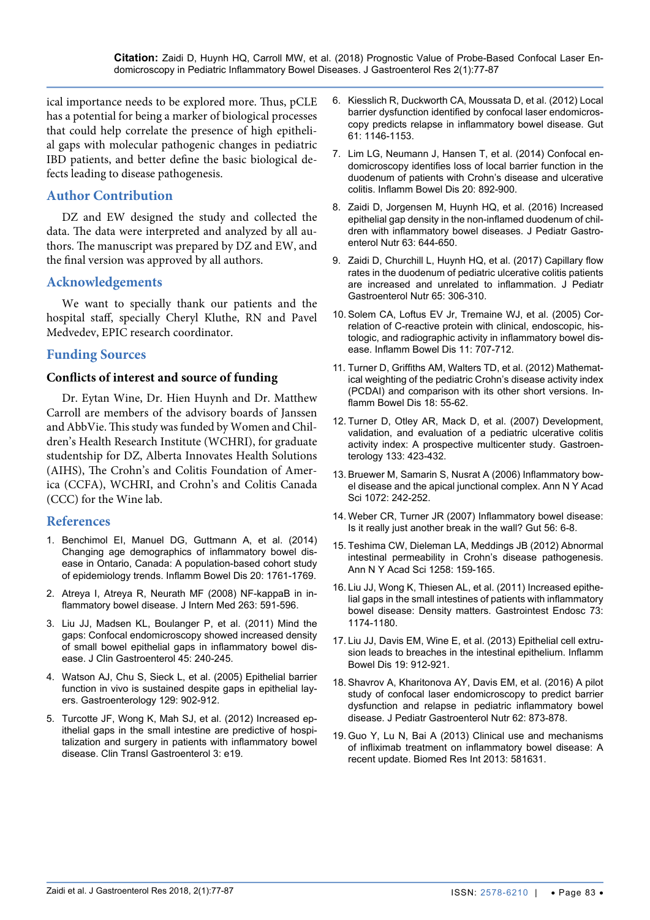ical importance needs to be explored more. Thus, pCLE has a potential for being a marker of biological processes that could help correlate the presence of high epithelial gaps with molecular pathogenic changes in pediatric IBD patients, and better define the basic biological defects leading to disease pathogenesis.

## Author Contribution

DZ and EW designed the study and collected the data. The data were interpreted and analyzed by all authors. The manuscript was prepared by DZ and EW, and the final version was approved by all authors.

## Acknowledgements

We want to specially thank our patients and the hospital staff, specially Cheryl Kluthe, RN and Pavel Medvedev, EPIC research coordinator.

## Funding Sources

### Conflicts of interest and source of funding

Dr. Eytan Wine, Dr. Hien Huynh and Dr. Matthew Carroll are members of the advisory boards of Janssen and AbbVie. This study was funded by Women and Children's Health Research Institute (WCHRI), for graduate studentship for DZ, Alberta Innovates Health Solutions (AIHS), The Crohn's and Colitis Foundation of America (CCFA), WCHRI, and Crohn's and Colitis Canada (CCC) for the Wine lab.

## References

1. Benchimol EI, Manuel DG, Guttmann A, et al. (2014) Changing age demographics of inflammatory bowel disease in Ontario, Canada: A population-based cohort study of epidemiology trends. Inflamm Bowel Dis 20: 1761-1769.
2. Atreya I, Atreya R, Neurath MF (2008) NF-kappaB in inflammatory bowel disease. J Intern Med 263: 591-596.
3. Liu JJ, Madsen KL, Boulanger P, et al. (2011) Mind the gaps: Confocal endomicroscopy showed increased density of small bowel epithelial gaps in inflammatory bowel disease. J Clin Gastroenterol 45: 240-245.
4. Watson AJ, Chu S, Sieck L, et al. (2005) Epithelial barrier function in vivo is sustained despite gaps in epithelial layers. Gastroenterology 129: 902-912.
5. Turcotte JF, Wong K, Mah SJ, et al. (2012) Increased epithelial gaps in the small intestine are predictive of hospitalization and surgery in patients with inflammatory bowel disease. Clin Transl Gastroenterol 3: e19.
6. Kiesslich R, Duckworth CA, Moussata D, et al. (2012) Local barrier dysfunction identified by confocal laser endomicroscopy predicts relapse in inflammatory bowel disease. Gut 61: 1146-1153.
7. Lim LG, Neumann J, Hansen T, et al. (2014) Confocal endomicroscopy identifies loss of local barrier function in the duodenum of patients with Crohn's disease and ulcerative colitis. Inflamm Bowel Dis 20: 892-900.
8. Zaidi D, Jorgensen M, Huynh HQ, et al. (2016) Increased epithelial gap density in the non-inflamed duodenum of children with inflammatory bowel diseases. J Pediatr Gastroenterol Nutr 63: 644-650.
9. Zaidi D, Churchill L, Huynh HQ, et al. (2017) Capillary flow rates in the duodenum of pediatric ulcerative colitis patients are increased and unrelated to inflammation. J Pediatr Gastroenterol Nutr 65: 306-310.
10. Solem CA, Loftus EV Jr, Tremaine WJ, et al. (2005) Correlation of C-reactive protein with clinical, endoscopic, histologic, and radiographic activity in inflammatory bowel disease. Inflamm Bowel Dis 11: 707-712.
11. Turner D, Griffiths AM, Walters TD, et al. (2012) Mathematical weighting of the pediatric Crohn's disease activity index (PCDAI) and comparison with its other short versions. Inflamm Bowel Dis 18: 55-62.
12. Turner D, Otley AR, Mack D, et al. (2007) Development, validation, and evaluation of a pediatric ulcerative colitis activity index: A prospective multicenter study. Gastroenterology 133: 423-432.
13. Bruewer M, Samarin S, Nusrat A (2006) Inflammatory bowel disease and the apical junctional complex. Ann N Y Acad Sci 1072: 242-252.
14. Weber CR, Turner JR (2007) Inflammatory bowel disease: Is it really just another break in the wall? Gut 56: 6-8.
15. Teshima CW, Dieleman LA, Meddings JB (2012) Abnormal intestinal permeability in Crohn's disease pathogenesis. Ann N Y Acad Sci 1258: 159-165.
16. Liu JJ, Wong K, Thiesen AL, et al. (2011) Increased epithelial gaps in the small intestines of patients with inflammatory bowel disease: Density matters. Gastrointest Endosc 73: 1174-1180.
17. Liu JJ, Davis EM, Wine E, et al. (2013) Epithelial cell extrusion leads to breaches in the intestinal epithelium. Inflamm Bowel Dis 19: 912-921.
18. Shavrov A, Kharitonova AY, Davis EM, et al. (2016) A pilot study of confocal laser endomicroscopy to predict barrier dysfunction and relapse in pediatric inflammatory bowel disease. J Pediatr Gastroenterol Nutr 62: 873-878.
19. Guo Y, Lu N, Bai A (2013) Clinical use and mechanisms of infliximab treatment on inflammatory bowel disease: A recent update. Biomed Res Int 2013: 581631.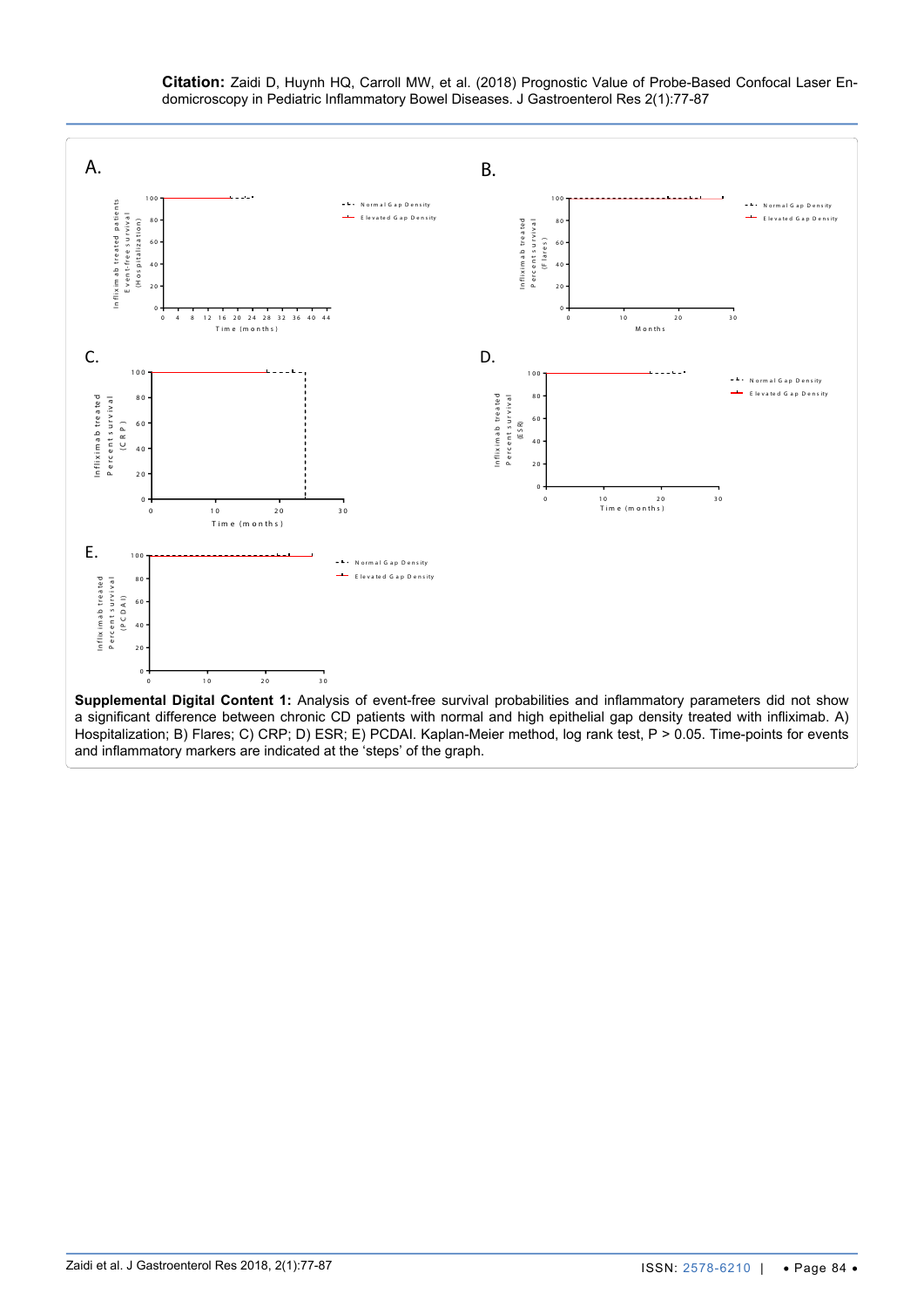**Supplemental Digital Content 1:** Analysis of event-free survival probabilities and inflammatory parameters did not show a significant difference between chronic CD patients with normal and high epithelial gap density treated with infliximab. A) Hospitalization; B) Flares; C) CRP; D) ESR; E) PCDAI. Kaplan-Meier method, log rank test, P > 0.05. Time-points for events and inflammatory markers are indicated at the 'steps' of the graph.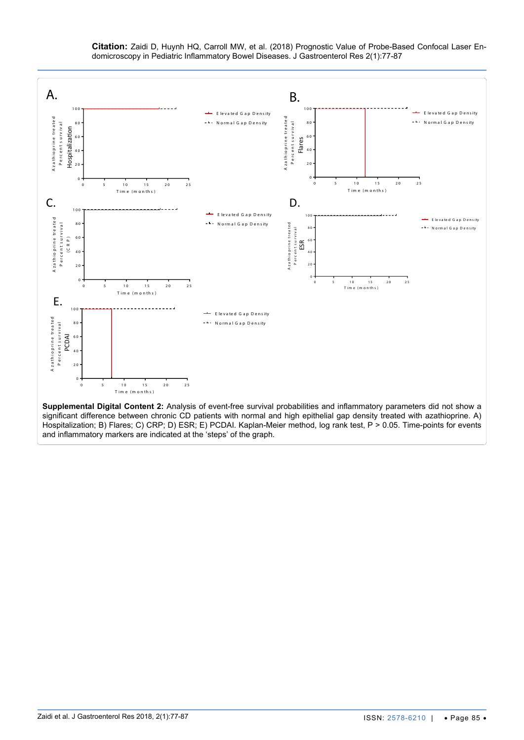**Supplemental Digital Content 2:** Analysis of event-free survival probabilities and inflammatory parameters did not show a significant difference between chronic CD patients with normal and high epithelial gap density treated with azathioprine. A) Hospitalization; B) Flares; C) CRP; D) ESR; E) PCDAI. Kaplan-Meier method, log rank test, P > 0.05. Time-points for events and inflammatory markers are indicated at the 'steps' of the graph.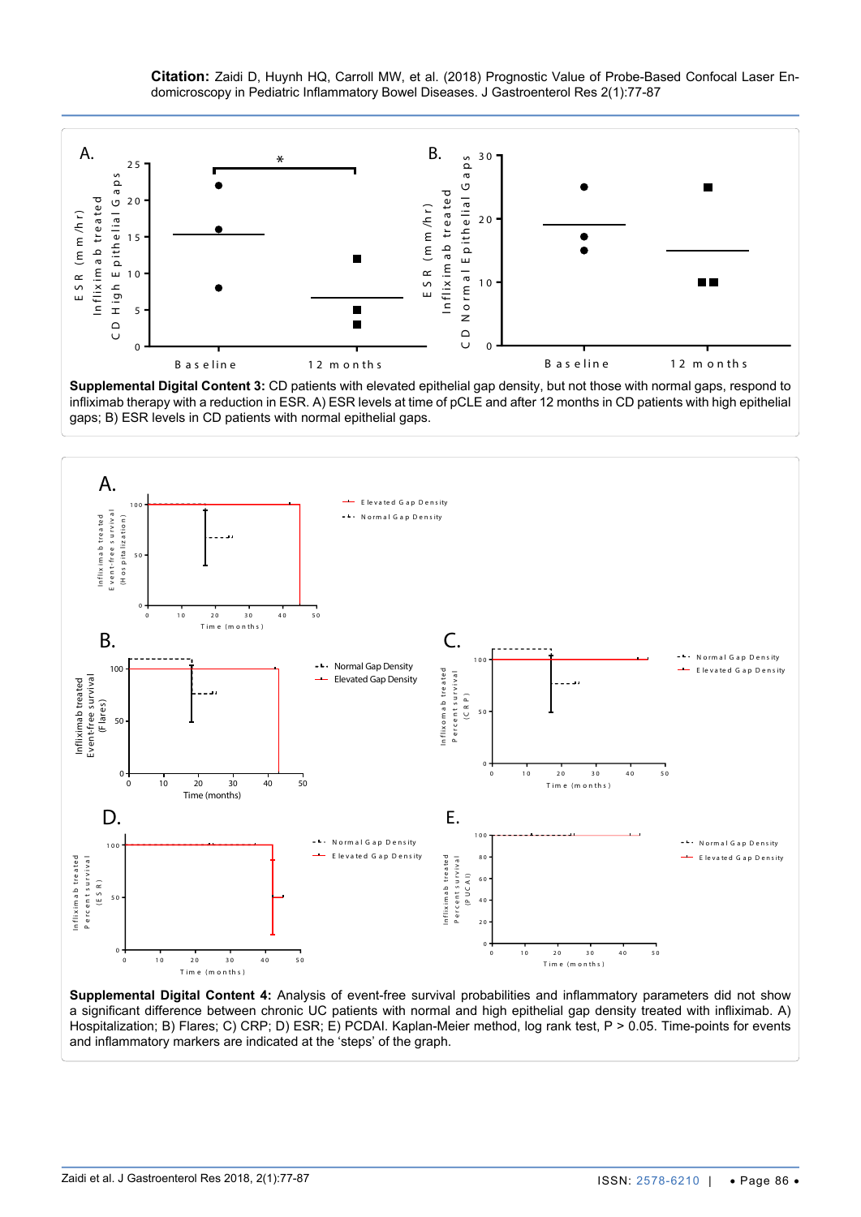**Supplemental Digital Content 3:** CD patients with elevated epithelial gap density, but not those with normal gaps, respond to infliximab therapy with a reduction in ESR. A) ESR levels at time of pCLE and after 12 months in CD patients with high epithelial gaps; B) ESR levels in CD patients with normal epithelial gaps.

**Supplemental Digital Content 4:** Analysis of event-free survival probabilities and inflammatory parameters did not show a significant difference between chronic UC patients with normal and high epithelial gap density treated with infliximab. A) Hospitalization; B) Flares; C) CRP; D) ESR; E) PCDAI. Kaplan-Meier method, log rank test, P > 0.05. Time-points for events and inflammatory markers are indicated at the 'steps' of the graph.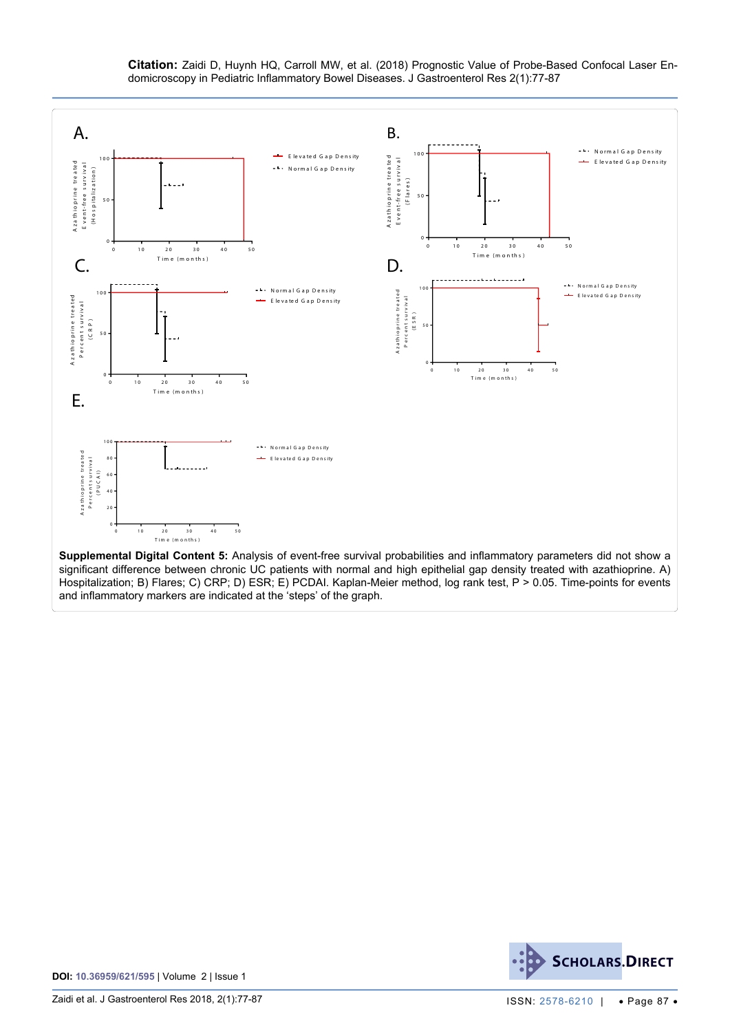A.

Azathioprine treated
Event-free survival
(Hospitalization)

100
50
0

0 10 20 30 40 50

Time (months)

Elevated Gap Density
Normal Gap Density

B.

Azathioprine treated
Event-free survival
(Flares)

100
50
0

0 10 20 30 40 50

Time (months)

Normal Gap Density
Elevated Gap Density

C.

Azathioprine treated
Percent survival
(CRP)

100
50
0

0 10 20 30 40 50

Time (months)

Normal Gap Density
Elevated Gap Density

D.

Azathioprine treated
Percent survival
(ESR)

100
50
0

0 10 20 30 40 50

Time (months)

Normal Gap Density
Elevated Gap Density

E.

Azathioprine treated
Percent survival
(PUCAI)

100
80
60
40
20
0

0 10 20 30 40 50

Time (months)

Normal Gap Density
Elevated Gap Density

**Supplemental Digital Content 5:** Analysis of event-free survival probabilities and inflammatory parameters did not show a significant difference between chronic UC patients with normal and high epithelial gap density treated with azathioprine. A) Hospitalization; B) Flares; C) CRP; D) ESR; E) PCDAI. Kaplan-Meier method, log rank test, P > 0.05. Time-points for events and inflammatory markers are indicated at the 'steps' of the graph.